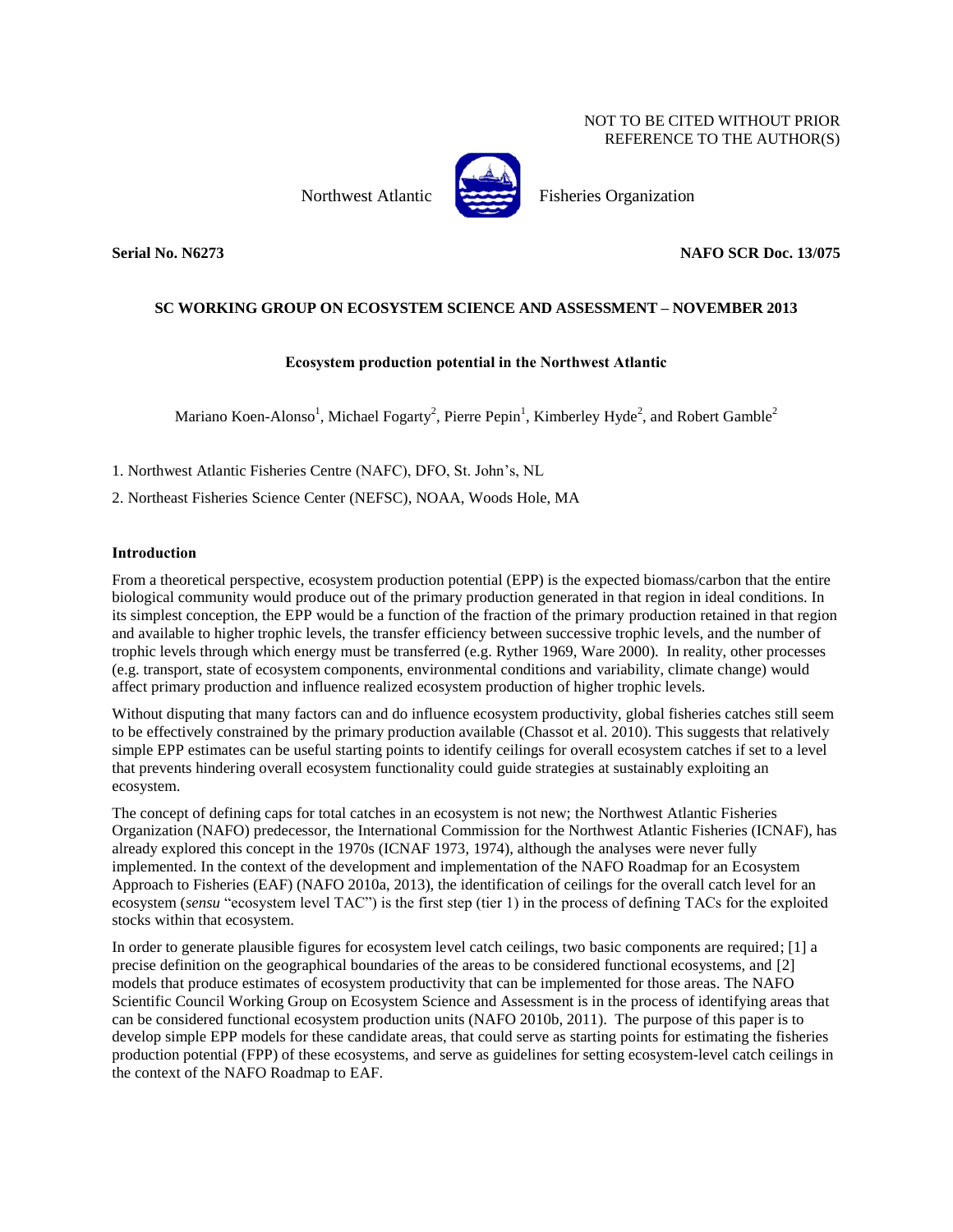NOT TO BE CITED WITHOUT PRIOR REFERENCE TO THE AUTHOR(S)

Northwest Atlantic Fisheries Organization

**Serial No. N6273** **NAFO SCR Doc. 13/075**

**SC WORKING GROUP ON ECOSYSTEM SCIENCE AND ASSESSMENT – NOVEMBER 2013**

# Ecosystem production potential in the Northwest Atlantic

Mariano Koen-Alonso[1], Michael Fogarty[2], Pierre Pepin[1], Kimberley Hyde[2], and Robert Gamble[2]

1. Northwest Atlantic Fisheries Centre (NAFC), DFO, St. John's, NL

2. Northeast Fisheries Science Center (NEFSC), NOAA, Woods Hole, MA

## Introduction

From a theoretical perspective, ecosystem production potential (EPP) is the expected biomass/carbon that the entire biological community would produce out of the primary production generated in that region in ideal conditions. In its simplest conception, the EPP would be a function of the fraction of the primary production retained in that region and available to higher trophic levels, the transfer efficiency between successive trophic levels, and the number of trophic levels through which energy must be transferred (e.g. Ryther 1969, Ware 2000). In reality, other processes (e.g. transport, state of ecosystem components, environmental conditions and variability, climate change) would affect primary production and influence realized ecosystem production of higher trophic levels.

Without disputing that many factors can and do influence ecosystem productivity, global fisheries catches still seem to be effectively constrained by the primary production available (Chassot et al. 2010). This suggests that relatively simple EPP estimates can be useful starting points to identify ceilings for overall ecosystem catches if set to a level that prevents hindering overall ecosystem functionality could guide strategies at sustainably exploiting an ecosystem.

The concept of defining caps for total catches in an ecosystem is not new; the Northwest Atlantic Fisheries Organization (NAFO) predecessor, the International Commission for the Northwest Atlantic Fisheries (ICNAF), has already explored this concept in the 1970s (ICNAF 1973, 1974), although the analyses were never fully implemented. In the context of the development and implementation of the NAFO Roadmap for an Ecosystem Approach to Fisheries (EAF) (NAFO 2010a, 2013), the identification of ceilings for the overall catch level for an ecosystem (*sensu* "ecosystem level TAC") is the first step (tier 1) in the process of defining TACs for the exploited stocks within that ecosystem.

In order to generate plausible figures for ecosystem level catch ceilings, two basic components are required; [1] a precise definition on the geographical boundaries of the areas to be considered functional ecosystems, and [2] models that produce estimates of ecosystem productivity that can be implemented for those areas. The NAFO Scientific Council Working Group on Ecosystem Science and Assessment is in the process of identifying areas that can be considered functional ecosystem production units (NAFO 2010b, 2011). The purpose of this paper is to develop simple EPP models for these candidate areas, that could serve as starting points for estimating the fisheries production potential (FPP) of these ecosystems, and serve as guidelines for setting ecosystem-level catch ceilings in the context of the NAFO Roadmap to EAF.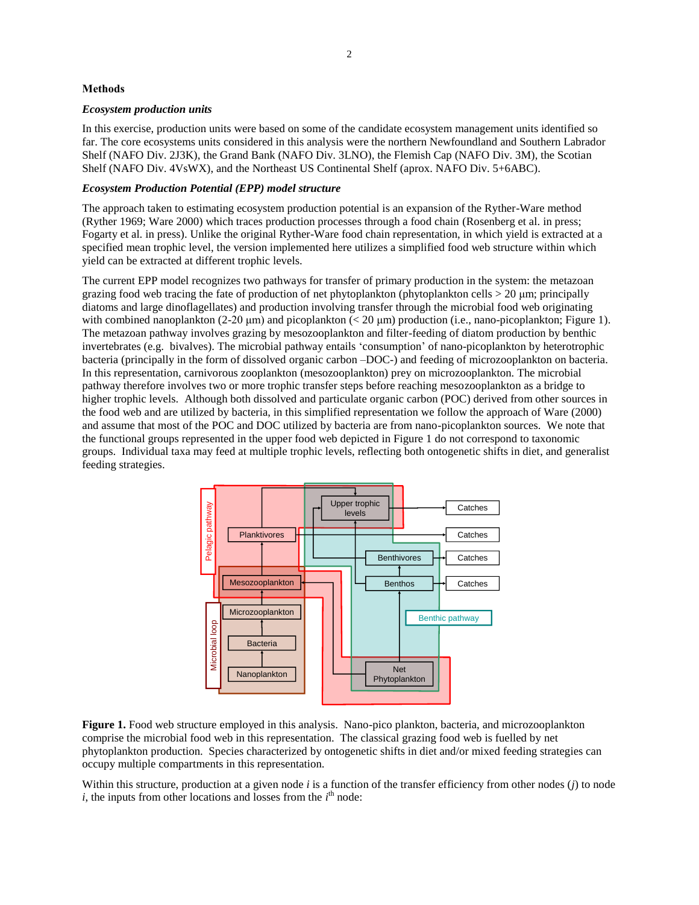## Methods

### *Ecosystem production units*

In this exercise, production units were based on some of the candidate ecosystem management units identified so far. The core ecosystems units considered in this analysis were the northern Newfoundland and Southern Labrador Shelf (NAFO Div. 2J3K), the Grand Bank (NAFO Div. 3LNO), the Flemish Cap (NAFO Div. 3M), the Scotian Shelf (NAFO Div. 4VsWX), and the Northeast US Continental Shelf (aprox. NAFO Div. 5+6ABC).

### *Ecosystem Production Potential (EPP) model structure*

The approach taken to estimating ecosystem production potential is an expansion of the Ryther-Ware method (Ryther 1969; Ware 2000) which traces production processes through a food chain (Rosenberg et al. in press; Fogarty et al. in press). Unlike the original Ryther-Ware food chain representation, in which yield is extracted at a specified mean trophic level, the version implemented here utilizes a simplified food web structure within which yield can be extracted at different trophic levels.

The current EPP model recognizes two pathways for transfer of primary production in the system: the metazoan grazing food web tracing the fate of production of net phytoplankton (phytoplankton cells > 20 μm; principally diatoms and large dinoflagellates) and production involving transfer through the microbial food web originating with combined nanoplankton (2-20 μm) and picoplankton (< 20 μm) production (i.e., nano-picoplankton; Figure 1). The metazoan pathway involves grazing by mesozooplankton and filter-feeding of diatom production by benthic invertebrates (e.g. bivalves). The microbial pathway entails 'consumption' of nano-picoplankton by heterotrophic bacteria (principally in the form of dissolved organic carbon –DOC-) and feeding of microzooplankton on bacteria. In this representation, carnivorous zooplankton (mesozooplankton) prey on microzooplankton. The microbial pathway therefore involves two or more trophic transfer steps before reaching mesozooplankton as a bridge to higher trophic levels. Although both dissolved and particulate organic carbon (POC) derived from other sources in the food web and are utilized by bacteria, in this simplified representation we follow the approach of Ware (2000) and assume that most of the POC and DOC utilized by bacteria are from nano-picoplankton sources. We note that the functional groups represented in the upper food web depicted in Figure 1 do not correspond to taxonomic groups. Individual taxa may feed at multiple trophic levels, reflecting both ontogenetic shifts in diet, and generalist feeding strategies.

**Figure 1.** Food web structure employed in this analysis. Nano-pico plankton, bacteria, and microzooplankton comprise the microbial food web in this representation. The classical grazing food web is fuelled by net phytoplankton production. Species characterized by ontogenetic shifts in diet and/or mixed feeding strategies can occupy multiple compartments in this representation.

Within this structure, production at a given node *i* is a function of the transfer efficiency from other nodes (*j*) to node *i*, the inputs from other locations and losses from the $i^{th}$ node: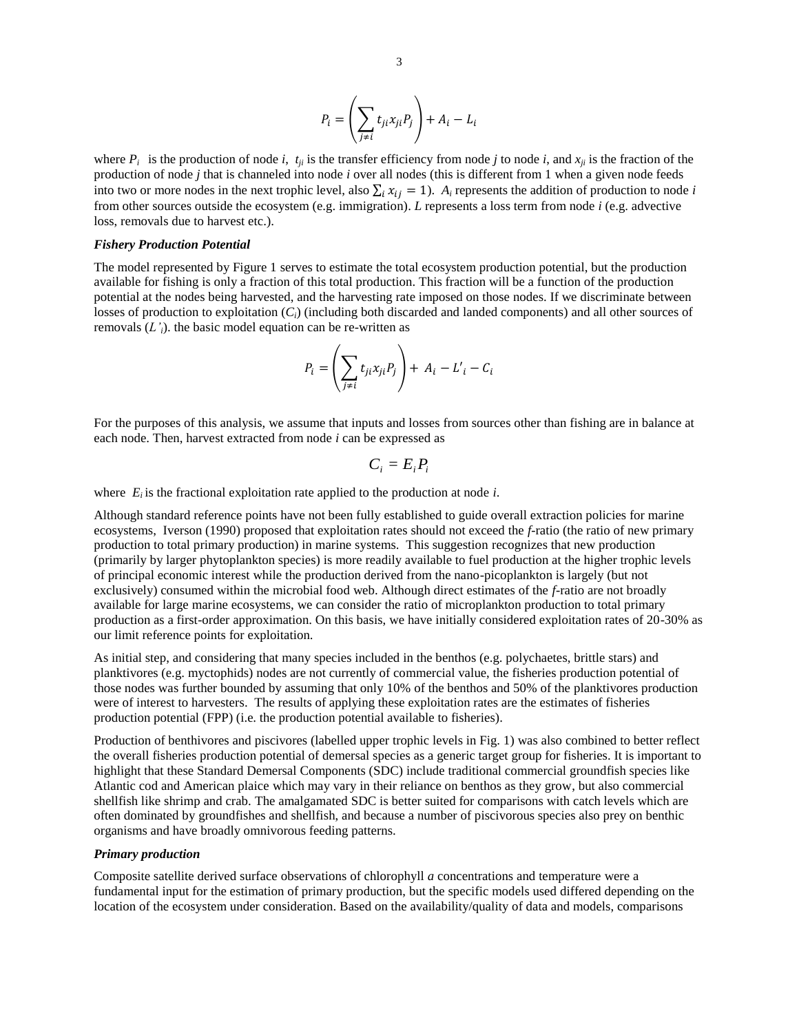$$P_i = \left( \sum_{j \neq i} t_{ji} x_{ji} P_j \right) + A_i - L_i$$

where $P_i$ is the production of node *i*, $t_{ji}$ is the transfer efficiency from node *j* to node *i*, and $x_{ji}$ is the fraction of the production of node *j* that is channeled into node *i* over all nodes (this is different from 1 when a given node feeds into two or more nodes in the next trophic level, also $\sum_i x_{ij} = 1$). $A_i$ represents the addition of production to node *i* from other sources outside the ecosystem (e.g. immigration). *L* represents a loss term from node *i* (e.g. advective loss, removals due to harvest etc.).

### *Fishery Production Potential*

The model represented by Figure 1 serves to estimate the total ecosystem production potential, but the production available for fishing is only a fraction of this total production. This fraction will be a function of the production potential at the nodes being harvested, and the harvesting rate imposed on those nodes. If we discriminate between losses of production to exploitation ($C_i$) (including both discarded and landed components) and all other sources of removals ($L'_i$). the basic model equation can be re-written as

$$P_i = \left( \sum_{j \neq i} t_{ji} x_{ji} P_j \right) + A_i - L'_i - C_i$$

For the purposes of this analysis, we assume that inputs and losses from sources other than fishing are in balance at each node. Then, harvest extracted from node *i* can be expressed as

$$C_i = E_i P_i$$

where $E_i$ is the fractional exploitation rate applied to the production at node *i*.

Although standard reference points have not been fully established to guide overall extraction policies for marine ecosystems, Iverson (1990) proposed that exploitation rates should not exceed the *f*-ratio (the ratio of new primary production to total primary production) in marine systems. This suggestion recognizes that new production (primarily by larger phytoplankton species) is more readily available to fuel production at the higher trophic levels of principal economic interest while the production derived from the nano-picoplankton is largely (but not exclusively) consumed within the microbial food web. Although direct estimates of the *f*-ratio are not broadly available for large marine ecosystems, we can consider the ratio of microplankton production to total primary production as a first-order approximation. On this basis, we have initially considered exploitation rates of 20-30% as our limit reference points for exploitation.

As initial step, and considering that many species included in the benthos (e.g. polychaetes, brittle stars) and planktivores (e.g. myctophids) nodes are not currently of commercial value, the fisheries production potential of those nodes was further bounded by assuming that only 10% of the benthos and 50% of the planktivores production were of interest to harvesters. The results of applying these exploitation rates are the estimates of fisheries production potential (FPP) (i.e. the production potential available to fisheries).

Production of benthivores and piscivores (labelled upper trophic levels in Fig. 1) was also combined to better reflect the overall fisheries production potential of demersal species as a generic target group for fisheries. It is important to highlight that these Standard Demersal Components (SDC) include traditional commercial groundfish species like Atlantic cod and American plaice which may vary in their reliance on benthos as they grow, but also commercial shellfish like shrimp and crab. The amalgamated SDC is better suited for comparisons with catch levels which are often dominated by groundfishes and shellfish, and because a number of piscivorous species also prey on benthic organisms and have broadly omnivorous feeding patterns.

### *Primary production*

Composite satellite derived surface observations of chlorophyll *a* concentrations and temperature were a fundamental input for the estimation of primary production, but the specific models used differed depending on the location of the ecosystem under consideration. Based on the availability/quality of data and models, comparisons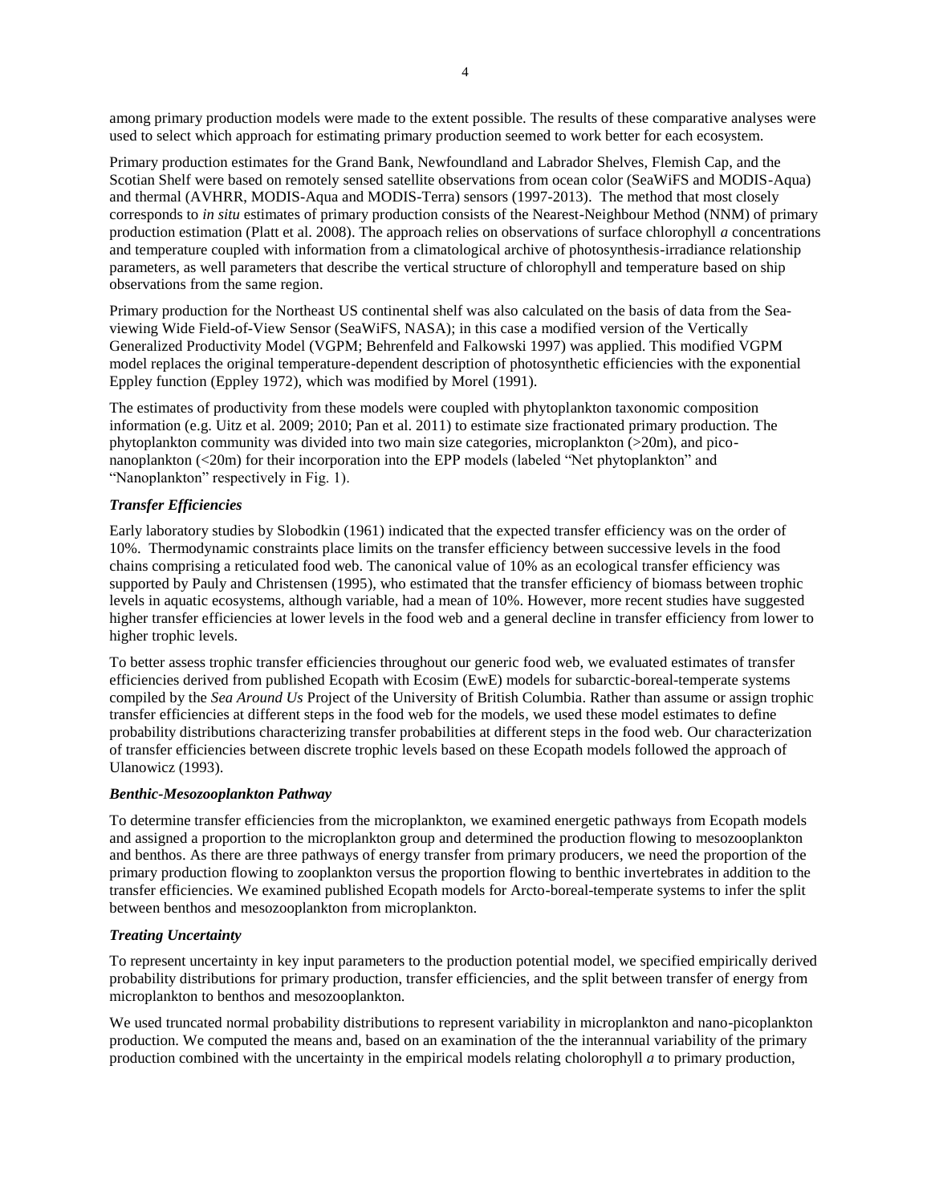among primary production models were made to the extent possible. The results of these comparative analyses were used to select which approach for estimating primary production seemed to work better for each ecosystem.

Primary production estimates for the Grand Bank, Newfoundland and Labrador Shelves, Flemish Cap, and the Scotian Shelf were based on remotely sensed satellite observations from ocean color (SeaWiFS and MODIS-Aqua) and thermal (AVHRR, MODIS-Aqua and MODIS-Terra) sensors (1997-2013). The method that most closely corresponds to *in situ* estimates of primary production consists of the Nearest-Neighbour Method (NNM) of primary production estimation (Platt et al. 2008). The approach relies on observations of surface chlorophyll *a* concentrations and temperature coupled with information from a climatological archive of photosynthesis-irradiance relationship parameters, as well parameters that describe the vertical structure of chlorophyll and temperature based on ship observations from the same region.

Primary production for the Northeast US continental shelf was also calculated on the basis of data from the Sea-viewing Wide Field-of-View Sensor (SeaWiFS, NASA); in this case a modified version of the Vertically Generalized Productivity Model (VGPM; Behrenfeld and Falkowski 1997) was applied. This modified VGPM model replaces the original temperature-dependent description of photosynthetic efficiencies with the exponential Eppley function (Eppley 1972), which was modified by Morel (1991).

The estimates of productivity from these models were coupled with phytoplankton taxonomic composition information (e.g. Uitz et al. 2009; 2010; Pan et al. 2011) to estimate size fractionated primary production. The phytoplankton community was divided into two main size categories, microplankton (>20m), and pico-nanoplankton (<20m) for their incorporation into the EPP models (labeled "Net phytoplankton" and "Nanoplankton" respectively in Fig. 1).

### *Transfer Efficiencies*

Early laboratory studies by Slobodkin (1961) indicated that the expected transfer efficiency was on the order of 10%. Thermodynamic constraints place limits on the transfer efficiency between successive levels in the food chains comprising a reticulated food web. The canonical value of 10% as an ecological transfer efficiency was supported by Pauly and Christensen (1995), who estimated that the transfer efficiency of biomass between trophic levels in aquatic ecosystems, although variable, had a mean of 10%. However, more recent studies have suggested higher transfer efficiencies at lower levels in the food web and a general decline in transfer efficiency from lower to higher trophic levels.

To better assess trophic transfer efficiencies throughout our generic food web, we evaluated estimates of transfer efficiencies derived from published Ecopath with Ecosim (EwE) models for subarctic-boreal-temperate systems compiled by the *Sea Around Us* Project of the University of British Columbia. Rather than assume or assign trophic transfer efficiencies at different steps in the food web for the models, we used these model estimates to define probability distributions characterizing transfer probabilities at different steps in the food web. Our characterization of transfer efficiencies between discrete trophic levels based on these Ecopath models followed the approach of Ulanowicz (1993).

### *Benthic-Mesozooplankton Pathway*

To determine transfer efficiencies from the microplankton, we examined energetic pathways from Ecopath models and assigned a proportion to the microplankton group and determined the production flowing to mesozooplankton and benthos. As there are three pathways of energy transfer from primary producers, we need the proportion of the primary production flowing to zooplankton versus the proportion flowing to benthic invertebrates in addition to the transfer efficiencies. We examined published Ecopath models for Arcto-boreal-temperate systems to infer the split between benthos and mesozooplankton from microplankton.

### *Treating Uncertainty*

To represent uncertainty in key input parameters to the production potential model, we specified empirically derived probability distributions for primary production, transfer efficiencies, and the split between transfer of energy from microplankton to benthos and mesozooplankton.

We used truncated normal probability distributions to represent variability in microplankton and nano-picoplankton production. We computed the means and, based on an examination of the the interannual variability of the primary production combined with the uncertainty in the empirical models relating cholorophyll *a* to primary production,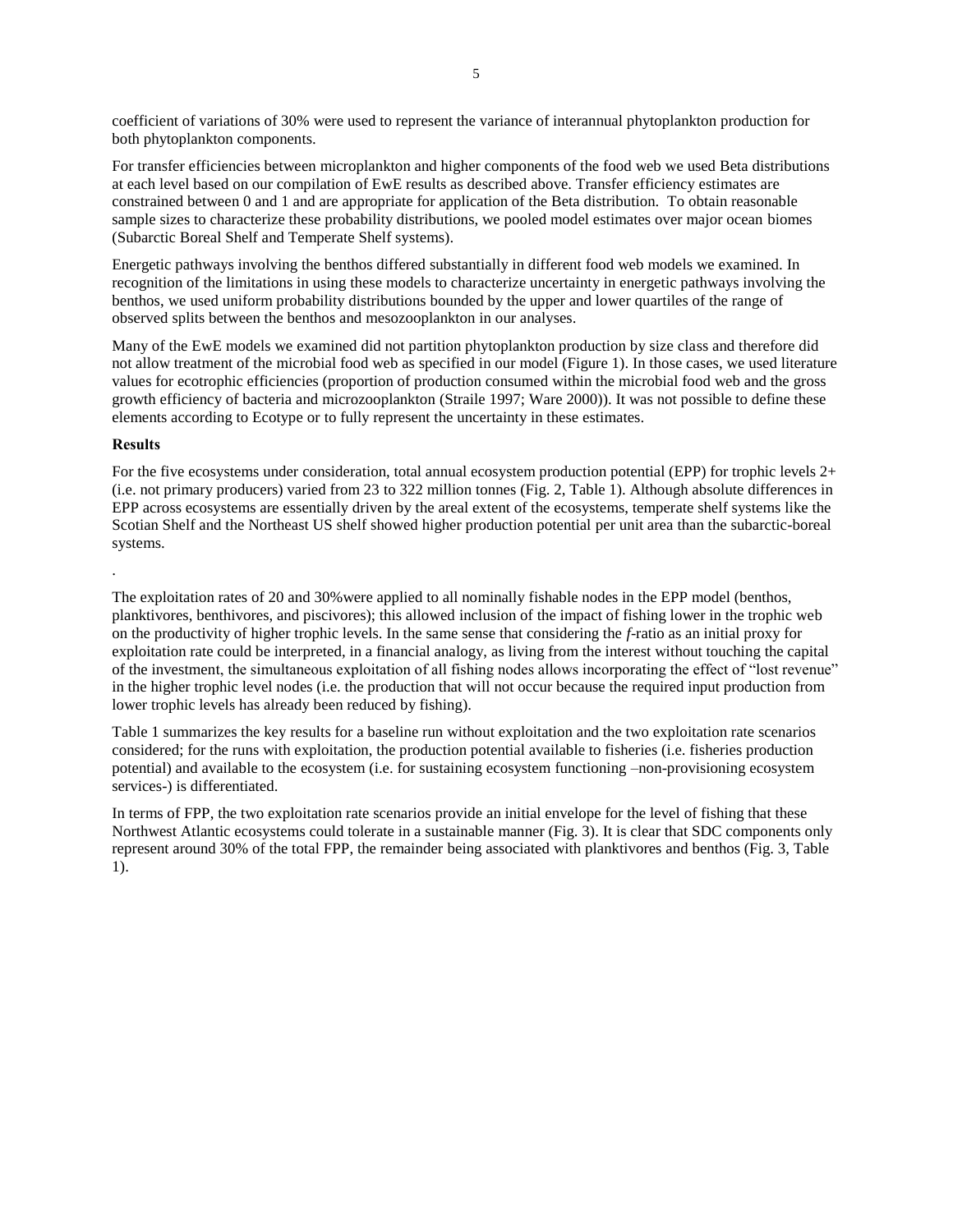coefficient of variations of 30% were used to represent the variance of interannual phytoplankton production for both phytoplankton components.

For transfer efficiencies between microplankton and higher components of the food web we used Beta distributions at each level based on our compilation of EwE results as described above. Transfer efficiency estimates are constrained between 0 and 1 and are appropriate for application of the Beta distribution. To obtain reasonable sample sizes to characterize these probability distributions, we pooled model estimates over major ocean biomes (Subarctic Boreal Shelf and Temperate Shelf systems).

Energetic pathways involving the benthos differed substantially in different food web models we examined. In recognition of the limitations in using these models to characterize uncertainty in energetic pathways involving the benthos, we used uniform probability distributions bounded by the upper and lower quartiles of the range of observed splits between the benthos and mesozooplankton in our analyses.

Many of the EwE models we examined did not partition phytoplankton production by size class and therefore did not allow treatment of the microbial food web as specified in our model (Figure 1). In those cases, we used literature values for ecotrophic efficiencies (proportion of production consumed within the microbial food web and the gross growth efficiency of bacteria and microzooplankton (Straile 1997; Ware 2000)). It was not possible to define these elements according to Ecotype or to fully represent the uncertainty in these estimates.

**Results**

For the five ecosystems under consideration, total annual ecosystem production potential (EPP) for trophic levels 2+ (i.e. not primary producers) varied from 23 to 322 million tonnes (Fig. 2, Table 1). Although absolute differences in EPP across ecosystems are essentially driven by the areal extent of the ecosystems, temperate shelf systems like the Scotian Shelf and the Northeast US shelf showed higher production potential per unit area than the subarctic-boreal systems.

.

The exploitation rates of 20 and 30%were applied to all nominally fishable nodes in the EPP model (benthos, planktivores, benthivores, and piscivores); this allowed inclusion of the impact of fishing lower in the trophic web on the productivity of higher trophic levels. In the same sense that considering the *f*-ratio as an initial proxy for exploitation rate could be interpreted, in a financial analogy, as living from the interest without touching the capital of the investment, the simultaneous exploitation of all fishing nodes allows incorporating the effect of "lost revenue" in the higher trophic level nodes (i.e. the production that will not occur because the required input production from lower trophic levels has already been reduced by fishing).

Table 1 summarizes the key results for a baseline run without exploitation and the two exploitation rate scenarios considered; for the runs with exploitation, the production potential available to fisheries (i.e. fisheries production potential) and available to the ecosystem (i.e. for sustaining ecosystem functioning –non-provisioning ecosystem services-) is differentiated.

In terms of FPP, the two exploitation rate scenarios provide an initial envelope for the level of fishing that these Northwest Atlantic ecosystems could tolerate in a sustainable manner (Fig. 3). It is clear that SDC components only represent around 30% of the total FPP, the remainder being associated with planktivores and benthos (Fig. 3, Table 1).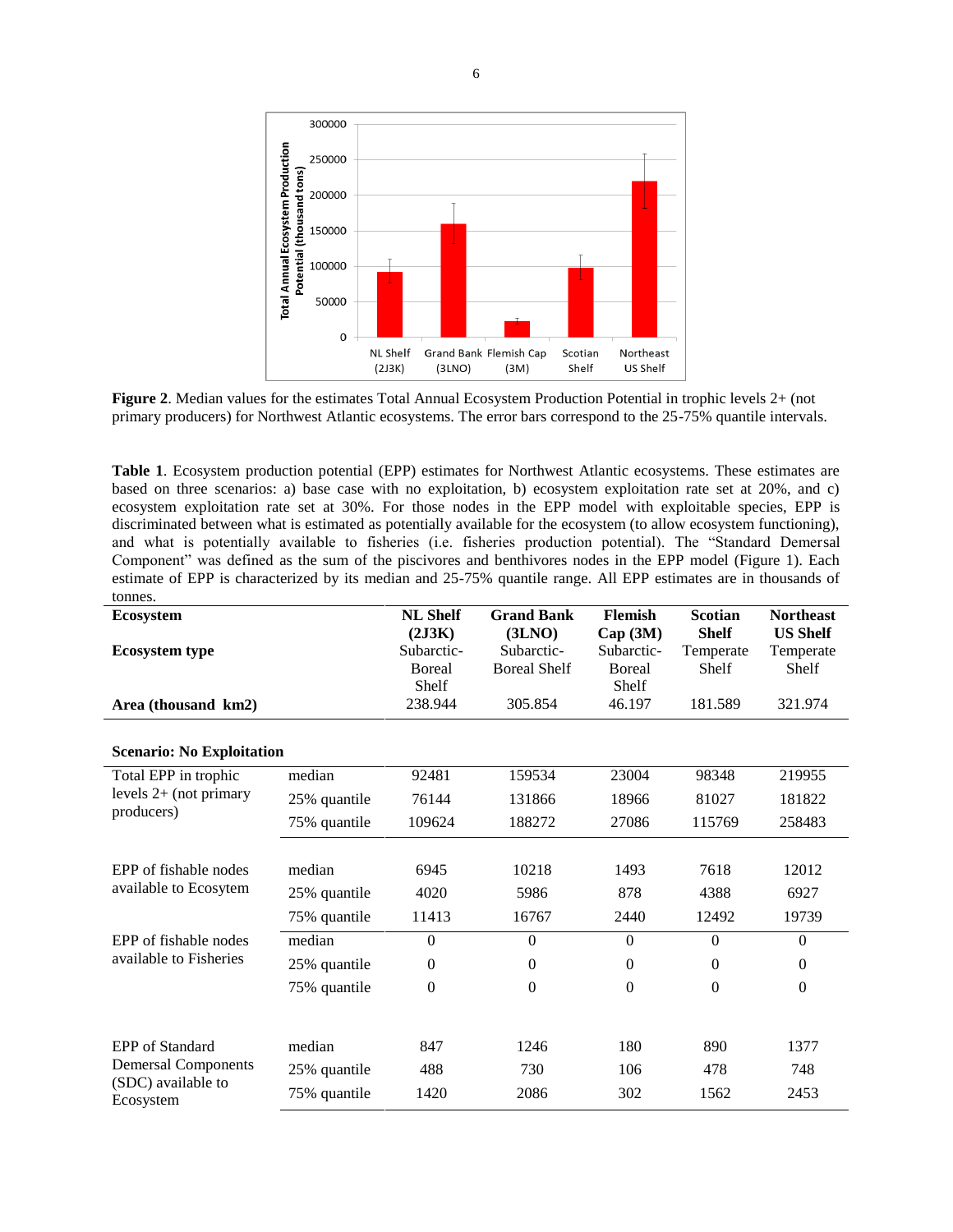**Figure 2**. Median values for the estimates Total Annual Ecosystem Production Potential in trophic levels 2+ (not primary producers) for Northwest Atlantic ecosystems. The error bars correspond to the 25-75% quantile intervals.

**Table 1**. Ecosystem production potential (EPP) estimates for Northwest Atlantic ecosystems. These estimates are based on three scenarios: a) base case with no exploitation, b) ecosystem exploitation rate set at 20%, and c) ecosystem exploitation rate set at 30%. For those nodes in the EPP model with exploitable species, EPP is discriminated between what is estimated as potentially available for the ecosystem (to allow ecosystem functioning), and what is potentially available to fisheries (i.e. fisheries production potential). The "Standard Demersal Component" was defined as the sum of the piscivores and benthivores nodes in the EPP model (Figure 1). Each estimate of EPP is characterized by its median and 25-75% quantile range. All EPP estimates are in thousands of tonnes.

| **Ecosystem** | | **NL Shelf (2J3K)** | **Grand Bank (3LNO)** | **Flemish Cap (3M)** | **Scotian Shelf** | **Northeast US Shelf** |
|---|---|---|---|---|---|---|
| **Ecosystem type** | | Subarctic-Boreal Shelf | Subarctic-Boreal Shelf | Subarctic-Boreal Shelf | Temperate Shelf | Temperate Shelf |
| **Area (thousand km2)** | | 238.944 | 305.854 | 46.197 | 181.589 | 321.974 |
| **Scenario: No Exploitation** | | | | | | |
| Total EPP in trophic levels 2+ (not primary producers) | median | 92481 | 159534 | 23004 | 98348 | 219955 |
| | 25% quantile | 76144 | 131866 | 18966 | 81027 | 181822 |
| | 75% quantile | 109624 | 188272 | 27086 | 115769 | 258483 |
| EPP of fishable nodes available to Ecosytem | median | 6945 | 10218 | 1493 | 7618 | 12012 |
| | 25% quantile | 4020 | 5986 | 878 | 4388 | 6927 |
| | 75% quantile | 11413 | 16767 | 2440 | 12492 | 19739 |
| EPP of fishable nodes available to Fisheries | median | 0 | 0 | 0 | 0 | 0 |
| | 25% quantile | 0 | 0 | 0 | 0 | 0 |
| | 75% quantile | 0 | 0 | 0 | 0 | 0 |
| EPP of Standard Demersal Components (SDC) available to Ecosystem | median | 847 | 1246 | 180 | 890 | 1377 |
| | 25% quantile | 488 | 730 | 106 | 478 | 748 |
| | 75% quantile | 1420 | 2086 | 302 | 1562 | 2453 |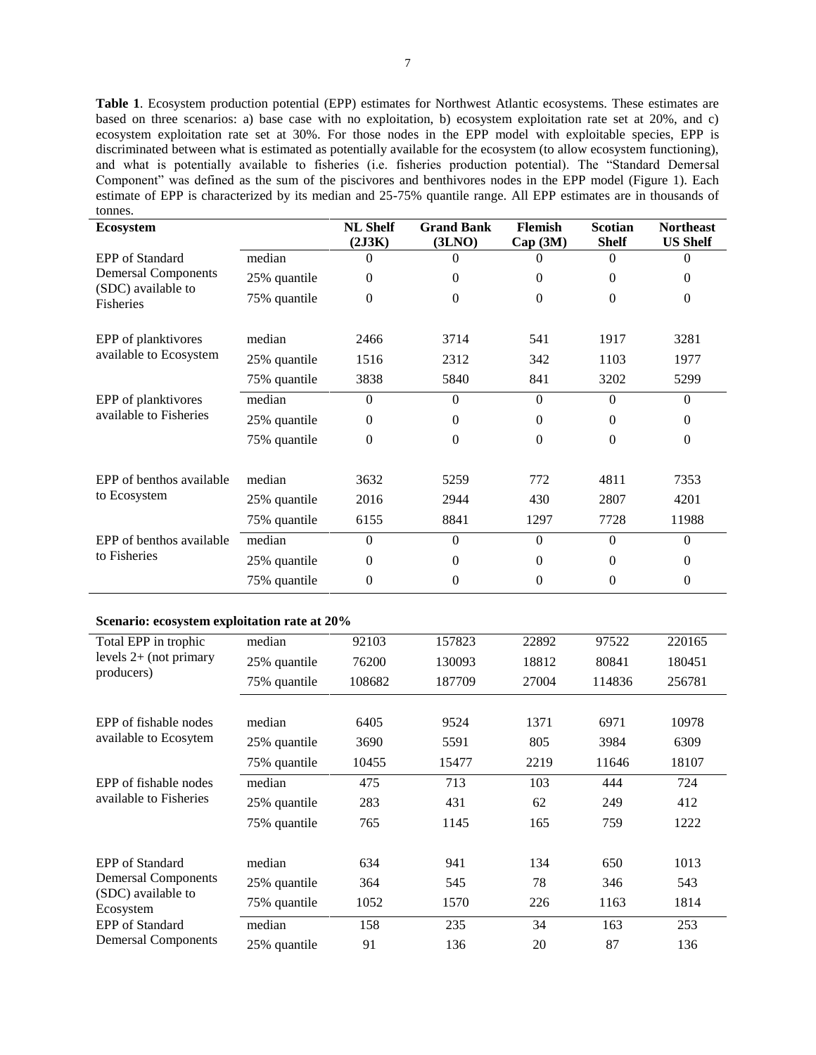**Table 1**. Ecosystem production potential (EPP) estimates for Northwest Atlantic ecosystems. These estimates are based on three scenarios: a) base case with no exploitation, b) ecosystem exploitation rate set at 20%, and c) ecosystem exploitation rate set at 30%. For those nodes in the EPP model with exploitable species, EPP is discriminated between what is estimated as potentially available for the ecosystem (to allow ecosystem functioning), and what is potentially available to fisheries (i.e. fisheries production potential). The "Standard Demersal Component" was defined as the sum of the piscivores and benthivores nodes in the EPP model (Figure 1). Each estimate of EPP is characterized by its median and 25-75% quantile range. All EPP estimates are in thousands of tonnes.

| Ecosystem | | NL Shelf (2J3K) | Grand Bank (3LNO) | Flemish Cap (3M) | Scotian Shelf | Northeast US Shelf |
|---|---|---|---|---|---|---|
| EPP of Standard Demersal Components (SDC) available to Fisheries | median | 0 | 0 | 0 | 0 | 0 |
| | 25% quantile | 0 | 0 | 0 | 0 | 0 |
| | 75% quantile | 0 | 0 | 0 | 0 | 0 |
| EPP of planktivores available to Ecosystem | median | 2466 | 3714 | 541 | 1917 | 3281 |
| | 25% quantile | 1516 | 2312 | 342 | 1103 | 1977 |
| | 75% quantile | 3838 | 5840 | 841 | 3202 | 5299 |
| EPP of planktivores available to Fisheries | median | 0 | 0 | 0 | 0 | 0 |
| | 25% quantile | 0 | 0 | 0 | 0 | 0 |
| | 75% quantile | 0 | 0 | 0 | 0 | 0 |
| EPP of benthos available to Ecosystem | median | 3632 | 5259 | 772 | 4811 | 7353 |
| | 25% quantile | 2016 | 2944 | 430 | 2807 | 4201 |
| | 75% quantile | 6155 | 8841 | 1297 | 7728 | 11988 |
| EPP of benthos available to Fisheries | median | 0 | 0 | 0 | 0 | 0 |
| | 25% quantile | 0 | 0 | 0 | 0 | 0 |
| | 75% quantile | 0 | 0 | 0 | 0 | 0 |
| **Scenario: ecosystem exploitation rate at 20%** | | | | | | |
| Total EPP in trophic levels 2+ (not primary producers) | median | 92103 | 157823 | 22892 | 97522 | 220165 |
| | 25% quantile | 76200 | 130093 | 18812 | 80841 | 180451 |
| | 75% quantile | 108682 | 187709 | 27004 | 114836 | 256781 |
| EPP of fishable nodes available to Ecosytem | median | 6405 | 9524 | 1371 | 6971 | 10978 |
| | 25% quantile | 3690 | 5591 | 805 | 3984 | 6309 |
| | 75% quantile | 10455 | 15477 | 2219 | 11646 | 18107 |
| EPP of fishable nodes available to Fisheries | median | 475 | 713 | 103 | 444 | 724 |
| | 25% quantile | 283 | 431 | 62 | 249 | 412 |
| | 75% quantile | 765 | 1145 | 165 | 759 | 1222 |
| EPP of Standard Demersal Components (SDC) available to Ecosystem | median | 634 | 941 | 134 | 650 | 1013 |
| | 25% quantile | 364 | 545 | 78 | 346 | 543 |
| | 75% quantile | 1052 | 1570 | 226 | 1163 | 1814 |
| EPP of Standard Demersal Components | median | 158 | 235 | 34 | 163 | 253 |
| | 25% quantile | 91 | 136 | 20 | 87 | 136 |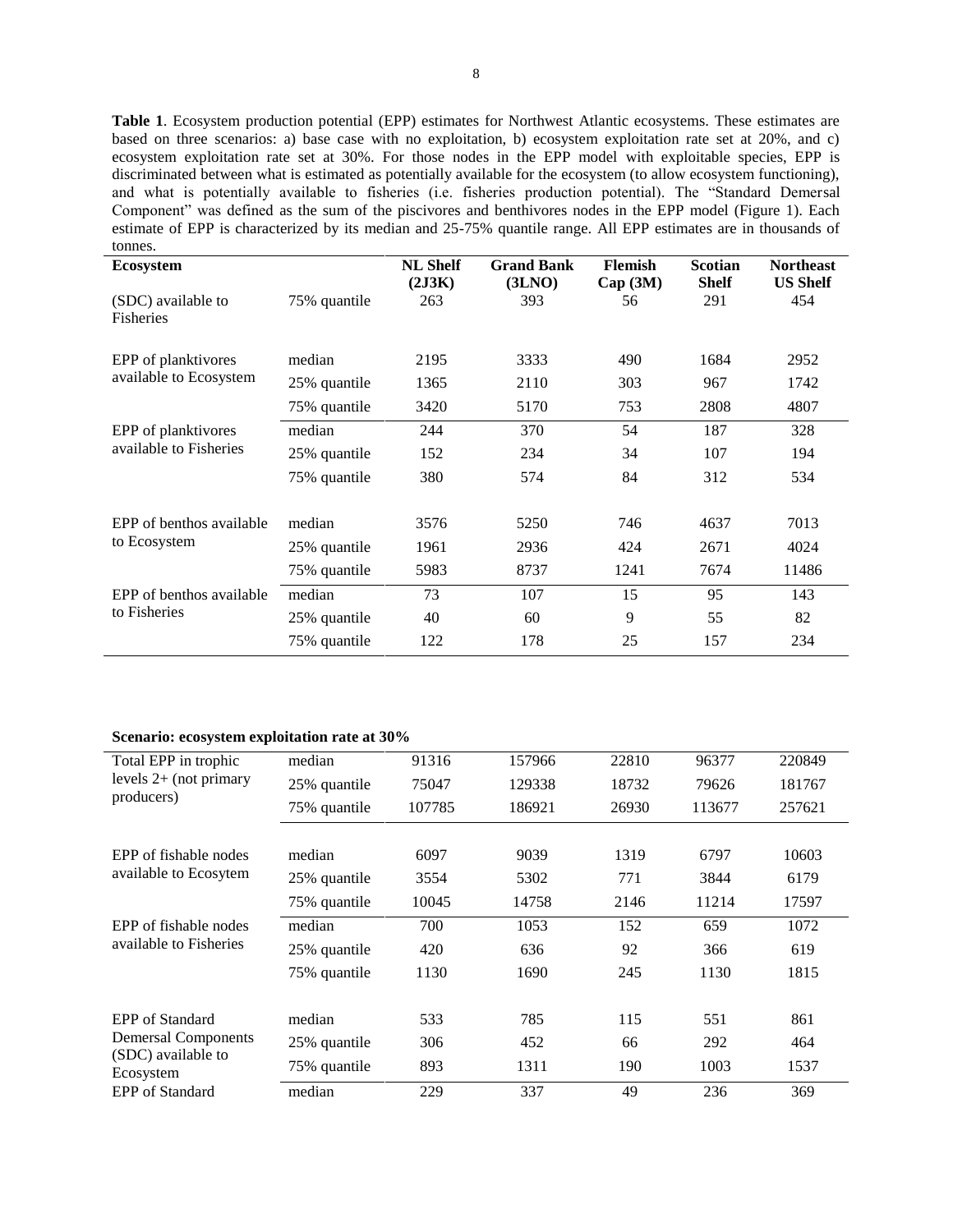**Table 1**. Ecosystem production potential (EPP) estimates for Northwest Atlantic ecosystems. These estimates are based on three scenarios: a) base case with no exploitation, b) ecosystem exploitation rate set at 20%, and c) ecosystem exploitation rate set at 30%. For those nodes in the EPP model with exploitable species, EPP is discriminated between what is estimated as potentially available for the ecosystem (to allow ecosystem functioning), and what is potentially available to fisheries (i.e. fisheries production potential). The "Standard Demersal Component" was defined as the sum of the piscivores and benthivores nodes in the EPP model (Figure 1). Each estimate of EPP is characterized by its median and 25-75% quantile range. All EPP estimates are in thousands of tonnes.

| Ecosystem | | NL Shelf (2J3K) | Grand Bank (3LNO) | Flemish Cap (3M) | Scotian Shelf | Northeast US Shelf |
|---|---|---|---|---|---|---|
| (SDC) available to Fisheries | 75% quantile | 263 | 393 | 56 | 291 | 454 |
| EPP of planktivores available to Ecosystem | median | 2195 | 3333 | 490 | 1684 | 2952 |
| | 25% quantile | 1365 | 2110 | 303 | 967 | 1742 |
| | 75% quantile | 3420 | 5170 | 753 | 2808 | 4807 |
| EPP of planktivores available to Fisheries | median | 244 | 370 | 54 | 187 | 328 |
| | 25% quantile | 152 | 234 | 34 | 107 | 194 |
| | 75% quantile | 380 | 574 | 84 | 312 | 534 |
| EPP of benthos available to Ecosystem | median | 3576 | 5250 | 746 | 4637 | 7013 |
| | 25% quantile | 1961 | 2936 | 424 | 2671 | 4024 |
| | 75% quantile | 5983 | 8737 | 1241 | 7674 | 11486 |
| EPP of benthos available to Fisheries | median | 73 | 107 | 15 | 95 | 143 |
| | 25% quantile | 40 | 60 | 9 | 55 | 82 |
| | 75% quantile | 122 | 178 | 25 | 157 | 234 |

**Scenario: ecosystem exploitation rate at 30%**

| | | | | | | |
|---|---|---|---|---|---|---|
| Total EPP in trophic levels 2+ (not primary producers) | median | 91316 | 157966 | 22810 | 96377 | 220849 |
| | 25% quantile | 75047 | 129338 | 18732 | 79626 | 181767 |
| | 75% quantile | 107785 | 186921 | 26930 | 113677 | 257621 |
| EPP of fishable nodes available to Ecosytem | median | 6097 | 9039 | 1319 | 6797 | 10603 |
| | 25% quantile | 3554 | 5302 | 771 | 3844 | 6179 |
| | 75% quantile | 10045 | 14758 | 2146 | 11214 | 17597 |
| EPP of fishable nodes available to Fisheries | median | 700 | 1053 | 152 | 659 | 1072 |
| | 25% quantile | 420 | 636 | 92 | 366 | 619 |
| | 75% quantile | 1130 | 1690 | 245 | 1130 | 1815 |
| EPP of Standard Demersal Components (SDC) available to Ecosystem | median | 533 | 785 | 115 | 551 | 861 |
| | 25% quantile | 306 | 452 | 66 | 292 | 464 |
| | 75% quantile | 893 | 1311 | 190 | 1003 | 1537 |
| EPP of Standard | median | 229 | 337 | 49 | 236 | 369 |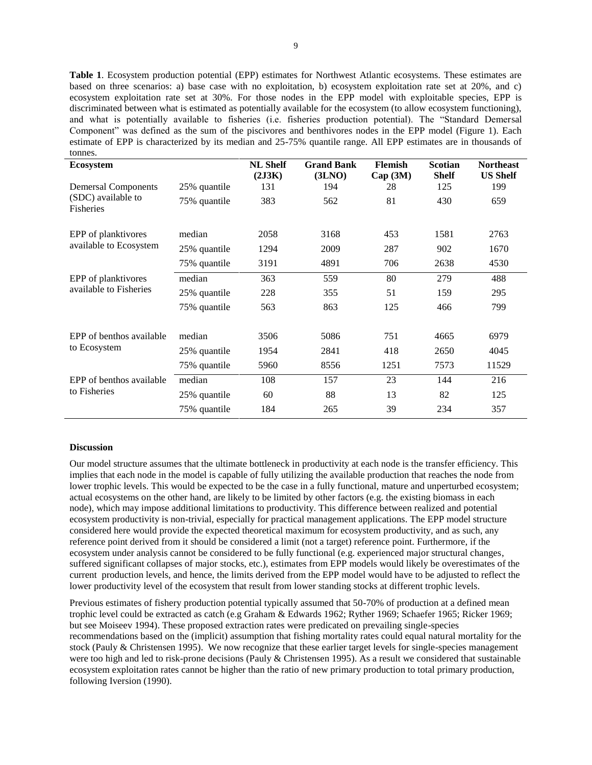**Table 1**. Ecosystem production potential (EPP) estimates for Northwest Atlantic ecosystems. These estimates are based on three scenarios: a) base case with no exploitation, b) ecosystem exploitation rate set at 20%, and c) ecosystem exploitation rate set at 30%. For those nodes in the EPP model with exploitable species, EPP is discriminated between what is estimated as potentially available for the ecosystem (to allow ecosystem functioning), and what is potentially available to fisheries (i.e. fisheries production potential). The "Standard Demersal Component" was defined as the sum of the piscivores and benthivores nodes in the EPP model (Figure 1). Each estimate of EPP is characterized by its median and 25-75% quantile range. All EPP estimates are in thousands of tonnes.

| Ecosystem | | NL Shelf (2J3K) | Grand Bank (3LNO) | Flemish Cap (3M) | Scotian Shelf | Northeast US Shelf |
|---|---|---|---|---|---|---|
| Demersal Components (SDC) available to Fisheries | 25% quantile | 131 | 194 | 28 | 125 | 199 |
| | 75% quantile | 383 | 562 | 81 | 430 | 659 |
| EPP of planktivores available to Ecosystem | median | 2058 | 3168 | 453 | 1581 | 2763 |
| | 25% quantile | 1294 | 2009 | 287 | 902 | 1670 |
| | 75% quantile | 3191 | 4891 | 706 | 2638 | 4530 |
| EPP of planktivores available to Fisheries | median | 363 | 559 | 80 | 279 | 488 |
| | 25% quantile | 228 | 355 | 51 | 159 | 295 |
| | 75% quantile | 563 | 863 | 125 | 466 | 799 |
| EPP of benthos available to Ecosystem | median | 3506 | 5086 | 751 | 4665 | 6979 |
| | 25% quantile | 1954 | 2841 | 418 | 2650 | 4045 |
| | 75% quantile | 5960 | 8556 | 1251 | 7573 | 11529 |
| EPP of benthos available to Fisheries | median | 108 | 157 | 23 | 144 | 216 |
| | 25% quantile | 60 | 88 | 13 | 82 | 125 |
| | 75% quantile | 184 | 265 | 39 | 234 | 357 |

**Discussion**

Our model structure assumes that the ultimate bottleneck in productivity at each node is the transfer efficiency. This implies that each node in the model is capable of fully utilizing the available production that reaches the node from lower trophic levels. This would be expected to be the case in a fully functional, mature and unperturbed ecosystem; actual ecosystems on the other hand, are likely to be limited by other factors (e.g. the existing biomass in each node), which may impose additional limitations to productivity. This difference between realized and potential ecosystem productivity is non-trivial, especially for practical management applications. The EPP model structure considered here would provide the expected theoretical maximum for ecosystem productivity, and as such, any reference point derived from it should be considered a limit (not a target) reference point. Furthermore, if the ecosystem under analysis cannot be considered to be fully functional (e.g. experienced major structural changes, suffered significant collapses of major stocks, etc.), estimates from EPP models would likely be overestimates of the current production levels, and hence, the limits derived from the EPP model would have to be adjusted to reflect the lower productivity level of the ecosystem that result from lower standing stocks at different trophic levels.

Previous estimates of fishery production potential typically assumed that 50-70% of production at a defined mean trophic level could be extracted as catch (e.g Graham & Edwards 1962; Ryther 1969; Schaefer 1965; Ricker 1969; but see Moiseev 1994). These proposed extraction rates were predicated on prevailing single-species recommendations based on the (implicit) assumption that fishing mortality rates could equal natural mortality for the stock (Pauly & Christensen 1995). We now recognize that these earlier target levels for single-species management were too high and led to risk-prone decisions (Pauly & Christensen 1995). As a result we considered that sustainable ecosystem exploitation rates cannot be higher than the ratio of new primary production to total primary production, following Iversion (1990).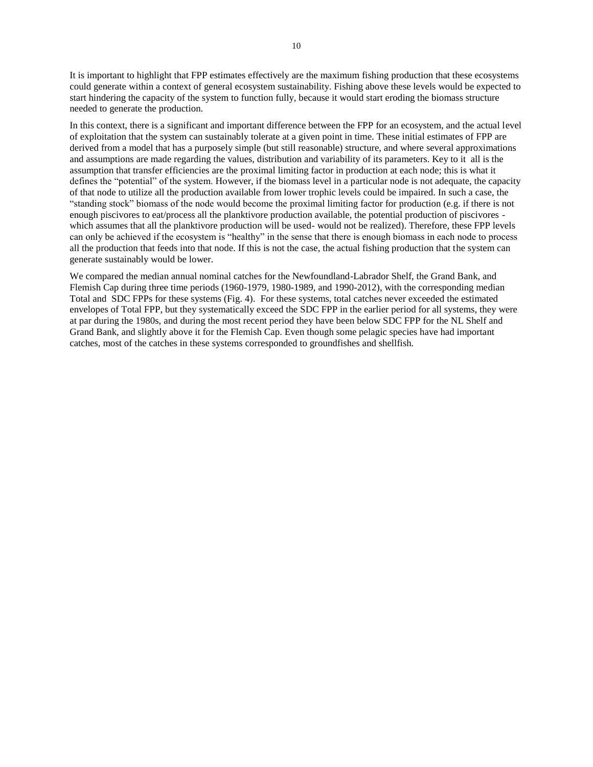It is important to highlight that FPP estimates effectively are the maximum fishing production that these ecosystems could generate within a context of general ecosystem sustainability. Fishing above these levels would be expected to start hindering the capacity of the system to function fully, because it would start eroding the biomass structure needed to generate the production.

In this context, there is a significant and important difference between the FPP for an ecosystem, and the actual level of exploitation that the system can sustainably tolerate at a given point in time. These initial estimates of FPP are derived from a model that has a purposely simple (but still reasonable) structure, and where several approximations and assumptions are made regarding the values, distribution and variability of its parameters. Key to it all is the assumption that transfer efficiencies are the proximal limiting factor in production at each node; this is what it defines the "potential" of the system. However, if the biomass level in a particular node is not adequate, the capacity of that node to utilize all the production available from lower trophic levels could be impaired. In such a case, the "standing stock" biomass of the node would become the proximal limiting factor for production (e.g. if there is not enough piscivores to eat/process all the planktivore production available, the potential production of piscivores - which assumes that all the planktivore production will be used- would not be realized). Therefore, these FPP levels can only be achieved if the ecosystem is "healthy" in the sense that there is enough biomass in each node to process all the production that feeds into that node. If this is not the case, the actual fishing production that the system can generate sustainably would be lower.

We compared the median annual nominal catches for the Newfoundland-Labrador Shelf, the Grand Bank, and Flemish Cap during three time periods (1960-1979, 1980-1989, and 1990-2012), with the corresponding median Total and SDC FPPs for these systems (Fig. 4). For these systems, total catches never exceeded the estimated envelopes of Total FPP, but they systematically exceed the SDC FPP in the earlier period for all systems, they were at par during the 1980s, and during the most recent period they have been below SDC FPP for the NL Shelf and Grand Bank, and slightly above it for the Flemish Cap. Even though some pelagic species have had important catches, most of the catches in these systems corresponded to groundfishes and shellfish.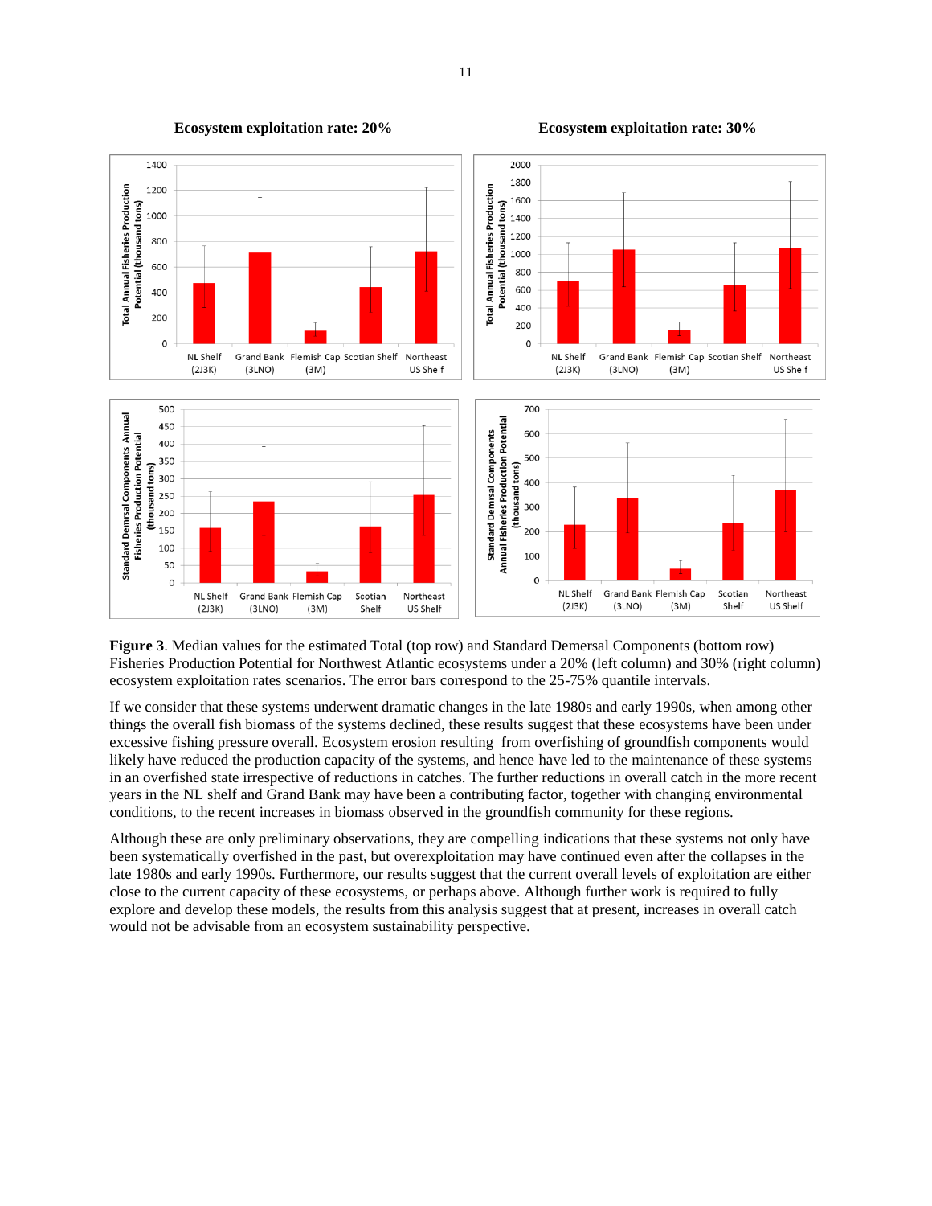**Ecosystem exploitation rate: 20%**

**Ecosystem exploitation rate: 30%**

**Figure 3**. Median values for the estimated Total (top row) and Standard Demersal Components (bottom row) Fisheries Production Potential for Northwest Atlantic ecosystems under a 20% (left column) and 30% (right column) ecosystem exploitation rates scenarios. The error bars correspond to the 25-75% quantile intervals.

If we consider that these systems underwent dramatic changes in the late 1980s and early 1990s, when among other things the overall fish biomass of the systems declined, these results suggest that these ecosystems have been under excessive fishing pressure overall. Ecosystem erosion resulting from overfishing of groundfish components would likely have reduced the production capacity of the systems, and hence have led to the maintenance of these systems in an overfished state irrespective of reductions in catches. The further reductions in overall catch in the more recent years in the NL shelf and Grand Bank may have been a contributing factor, together with changing environmental conditions, to the recent increases in biomass observed in the groundfish community for these regions.

Although these are only preliminary observations, they are compelling indications that these systems not only have been systematically overfished in the past, but overexploitation may have continued even after the collapses in the late 1980s and early 1990s. Furthermore, our results suggest that the current overall levels of exploitation are either close to the current capacity of these ecosystems, or perhaps above. Although further work is required to fully explore and develop these models, the results from this analysis suggest that at present, increases in overall catch would not be advisable from an ecosystem sustainability perspective.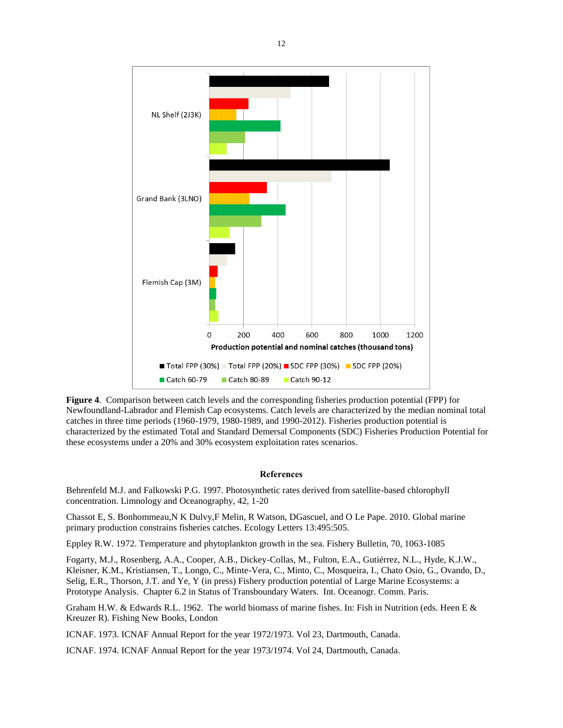**Figure 4**. Comparison between catch levels and the corresponding fisheries production potential (FPP) for Newfoundland-Labrador and Flemish Cap ecosystems. Catch levels are characterized by the median nominal total catches in three time periods (1960-1979, 1980-1989, and 1990-2012). Fisheries production potential is characterized by the estimated Total and Standard Demersal Components (SDC) Fisheries Production Potential for these ecosystems under a 20% and 30% ecosystem exploitation rates scenarios.

## References

Behrenfeld M.J. and Falkowski P.G. 1997. Photosynthetic rates derived from satellite-based chlorophyll concentration. Limnology and Oceanography, 42, 1-20

Chassot E, S. Bonhommeau,N K Dulvy,F Melin, R Watson, DGascuel, and O Le Pape. 2010. Global marine primary production constrains fisheries catches. Ecology Letters 13:495:505.

Eppley R.W. 1972. Temperature and phytoplankton growth in the sea. Fishery Bulletin, 70, 1063-1085

Fogarty, M.J., Rosenberg, A.A., Cooper, A.B., Dickey-Collas, M., Fulton, E.A., Gutiérrez, N.L., Hyde, K.J.W., Kleisner, K.M., Kristiansen, T., Longo, C., Minte-Vera, C., Minto, C., Mosqueira, I., Chato Osio, G., Ovando, D., Selig, E.R., Thorson, J.T. and Ye, Y (in press) Fishery production potential of Large Marine Ecosystems: a Prototype Analysis. Chapter 6.2 in Status of Transboundary Waters. Int. Oceanogr. Comm. Paris.

Graham H.W. & Edwards R.L. 1962. The world biomass of marine fishes. In: Fish in Nutrition (eds. Heen E & Kreuzer R). Fishing New Books, London

ICNAF. 1973. ICNAF Annual Report for the year 1972/1973. Vol 23, Dartmouth, Canada.

ICNAF. 1974. ICNAF Annual Report for the year 1973/1974. Vol 24, Dartmouth, Canada.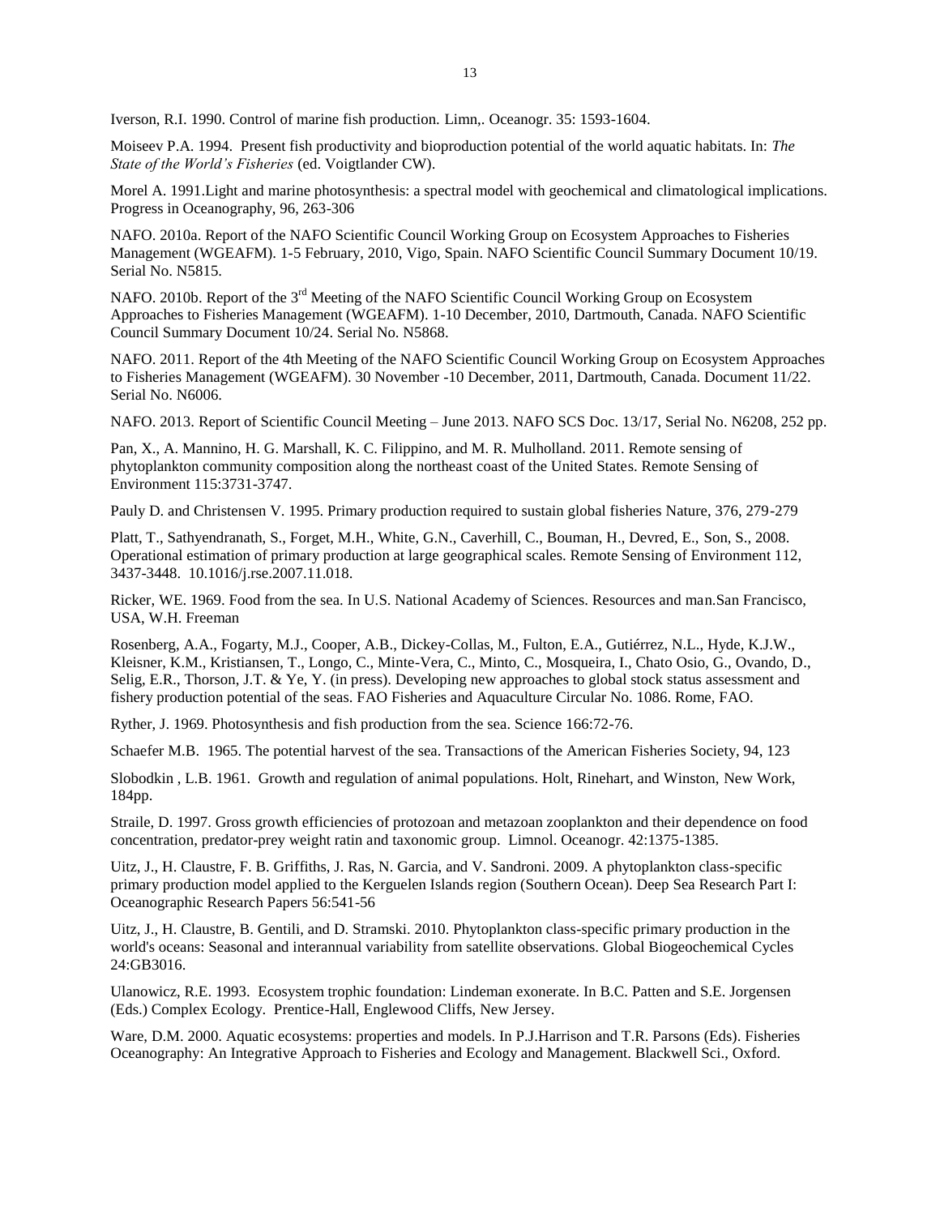Iverson, R.I. 1990. Control of marine fish production. Limn,. Oceanogr. 35: 1593-1604.

Moiseev P.A. 1994. Present fish productivity and bioproduction potential of the world aquatic habitats. In: *The State of the World's Fisheries* (ed. Voigtlander CW).

Morel A. 1991.Light and marine photosynthesis: a spectral model with geochemical and climatological implications. Progress in Oceanography, 96, 263-306

NAFO. 2010a. Report of the NAFO Scientific Council Working Group on Ecosystem Approaches to Fisheries Management (WGEAFM). 1-5 February, 2010, Vigo, Spain. NAFO Scientific Council Summary Document 10/19. Serial No. N5815.

NAFO. 2010b. Report of the 3rd Meeting of the NAFO Scientific Council Working Group on Ecosystem Approaches to Fisheries Management (WGEAFM). 1-10 December, 2010, Dartmouth, Canada. NAFO Scientific Council Summary Document 10/24. Serial No. N5868.

NAFO. 2011. Report of the 4th Meeting of the NAFO Scientific Council Working Group on Ecosystem Approaches to Fisheries Management (WGEAFM). 30 November -10 December, 2011, Dartmouth, Canada. Document 11/22. Serial No. N6006.

NAFO. 2013. Report of Scientific Council Meeting – June 2013. NAFO SCS Doc. 13/17, Serial No. N6208, 252 pp.

Pan, X., A. Mannino, H. G. Marshall, K. C. Filippino, and M. R. Mulholland. 2011. Remote sensing of phytoplankton community composition along the northeast coast of the United States. Remote Sensing of Environment 115:3731-3747.

Pauly D. and Christensen V. 1995. Primary production required to sustain global fisheries Nature, 376, 279-279

Platt, T., Sathyendranath, S., Forget, M.H., White, G.N., Caverhill, C., Bouman, H., Devred, E., Son, S., 2008. Operational estimation of primary production at large geographical scales. Remote Sensing of Environment 112, 3437-3448. 10.1016/j.rse.2007.11.018.

Ricker, WE. 1969. Food from the sea. In U.S. National Academy of Sciences. Resources and man.San Francisco, USA, W.H. Freeman

Rosenberg, A.A., Fogarty, M.J., Cooper, A.B., Dickey-Collas, M., Fulton, E.A., Gutiérrez, N.L., Hyde, K.J.W., Kleisner, K.M., Kristiansen, T., Longo, C., Minte-Vera, C., Minto, C., Mosqueira, I., Chato Osio, G., Ovando, D., Selig, E.R., Thorson, J.T. & Ye, Y. (in press). Developing new approaches to global stock status assessment and fishery production potential of the seas. FAO Fisheries and Aquaculture Circular No. 1086. Rome, FAO.

Ryther, J. 1969. Photosynthesis and fish production from the sea. Science 166:72-76.

Schaefer M.B. 1965. The potential harvest of the sea. Transactions of the American Fisheries Society, 94, 123

Slobodkin , L.B. 1961. Growth and regulation of animal populations. Holt, Rinehart, and Winston, New Work, 184pp.

Straile, D. 1997. Gross growth efficiencies of protozoan and metazoan zooplankton and their dependence on food concentration, predator-prey weight ratin and taxonomic group. Limnol. Oceanogr. 42:1375-1385.

Uitz, J., H. Claustre, F. B. Griffiths, J. Ras, N. Garcia, and V. Sandroni. 2009. A phytoplankton class-specific primary production model applied to the Kerguelen Islands region (Southern Ocean). Deep Sea Research Part I: Oceanographic Research Papers 56:541-56

Uitz, J., H. Claustre, B. Gentili, and D. Stramski. 2010. Phytoplankton class-specific primary production in the world's oceans: Seasonal and interannual variability from satellite observations. Global Biogeochemical Cycles 24:GB3016.

Ulanowicz, R.E. 1993. Ecosystem trophic foundation: Lindeman exonerate. In B.C. Patten and S.E. Jorgensen (Eds.) Complex Ecology. Prentice-Hall, Englewood Cliffs, New Jersey.

Ware, D.M. 2000. Aquatic ecosystems: properties and models. In P.J.Harrison and T.R. Parsons (Eds). Fisheries Oceanography: An Integrative Approach to Fisheries and Ecology and Management. Blackwell Sci., Oxford.